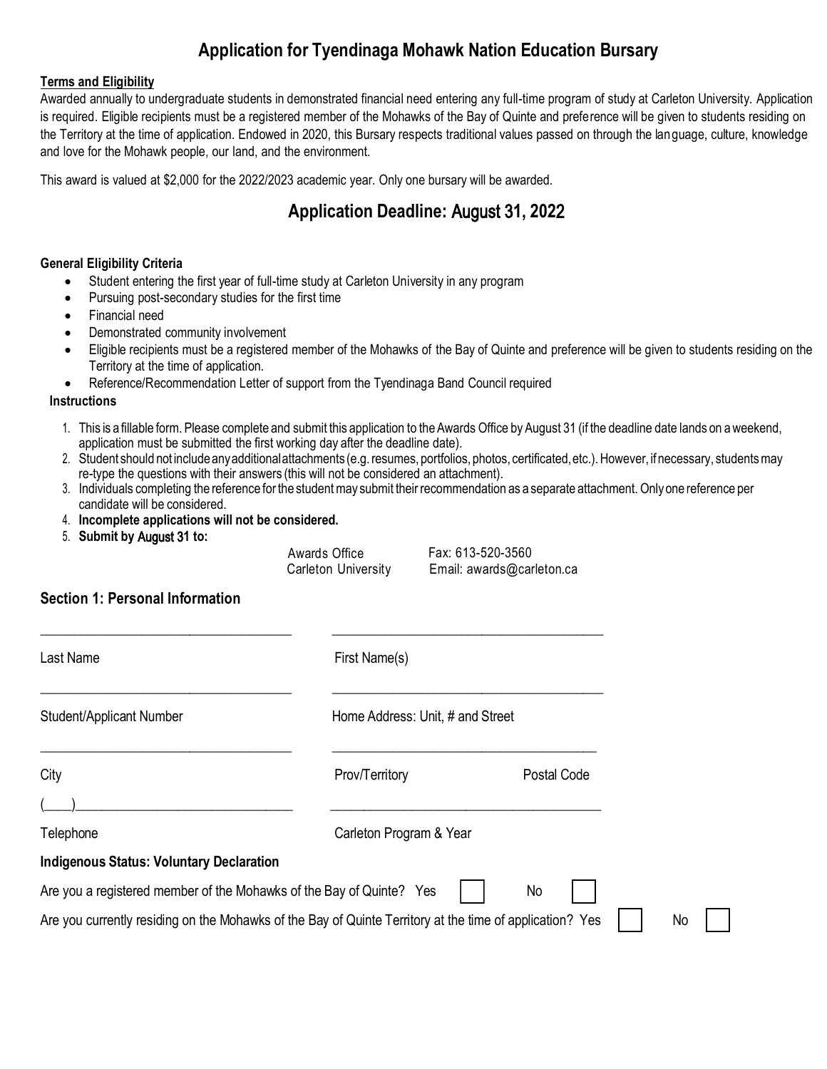# Application for Tyendinaga Mohawk Nation Education Bursary

**Terms and Eligibility**

Awarded annually to undergraduate students in demonstrated financial need entering any full-time program of study at Carleton University. Application is required. Eligible recipients must be a registered member of the Mohawks of the Bay of Quinte and preference will be given to students residing on the Territory at the time of application. Endowed in 2020, this Bursary respects traditional values passed on through the language, culture, knowledge and love for the Mohawk people, our land, and the environment.

This award is valued at $2,000 for the 2022/2023 academic year. Only one bursary will be awarded.

## Application Deadline: August 31, 2022

**General Eligibility Criteria**

- Student entering the first year of full-time study at Carleton University in any program
- Pursuing post-secondary studies for the first time
- Financial need
- Demonstrated community involvement
- Eligible recipients must be a registered member of the Mohawks of the Bay of Quinte and preference will be given to students residing on the Territory at the time of application.
- Reference/Recommendation Letter of support from the Tyendinaga Band Council required

**Instructions**

1. This is a fillable form. Please complete and submit this application to the Awards Office by August 31 (if the deadline date lands on a weekend, application must be submitted the first working day after the deadline date).
2. Student should not include any additional attachments (e.g. resumes, portfolios, photos, certificated, etc.). However, if necessary, students may re-type the questions with their answers (this will not be considered an attachment).
3. Individuals completing the reference for the student may submit their recommendation as a separate attachment. Only one reference per candidate will be considered.
4. **Incomplete applications will not be considered.**
5. **Submit by August 31 to:**

Awards Office
Carleton University

Fax: 613-520-3560
Email: awards@carleton.ca

## Section 1: Personal Information

| | | |
|---|---|---|
| Last Name | First Name(s) | |
| Student/Applicant Number | Home Address: Unit, # and Street | |
| City | Prov/Territory | Postal Code |
| Telephone ( ) | Carleton Program & Year | |

**Indigenous Status: Voluntary Declaration**

Are you a registered member of the Mohawks of the Bay of Quinte? Yes ☐ No ☐

Are you currently residing on the Mohawks of the Bay of Quinte Territory at the time of application? Yes ☐ No ☐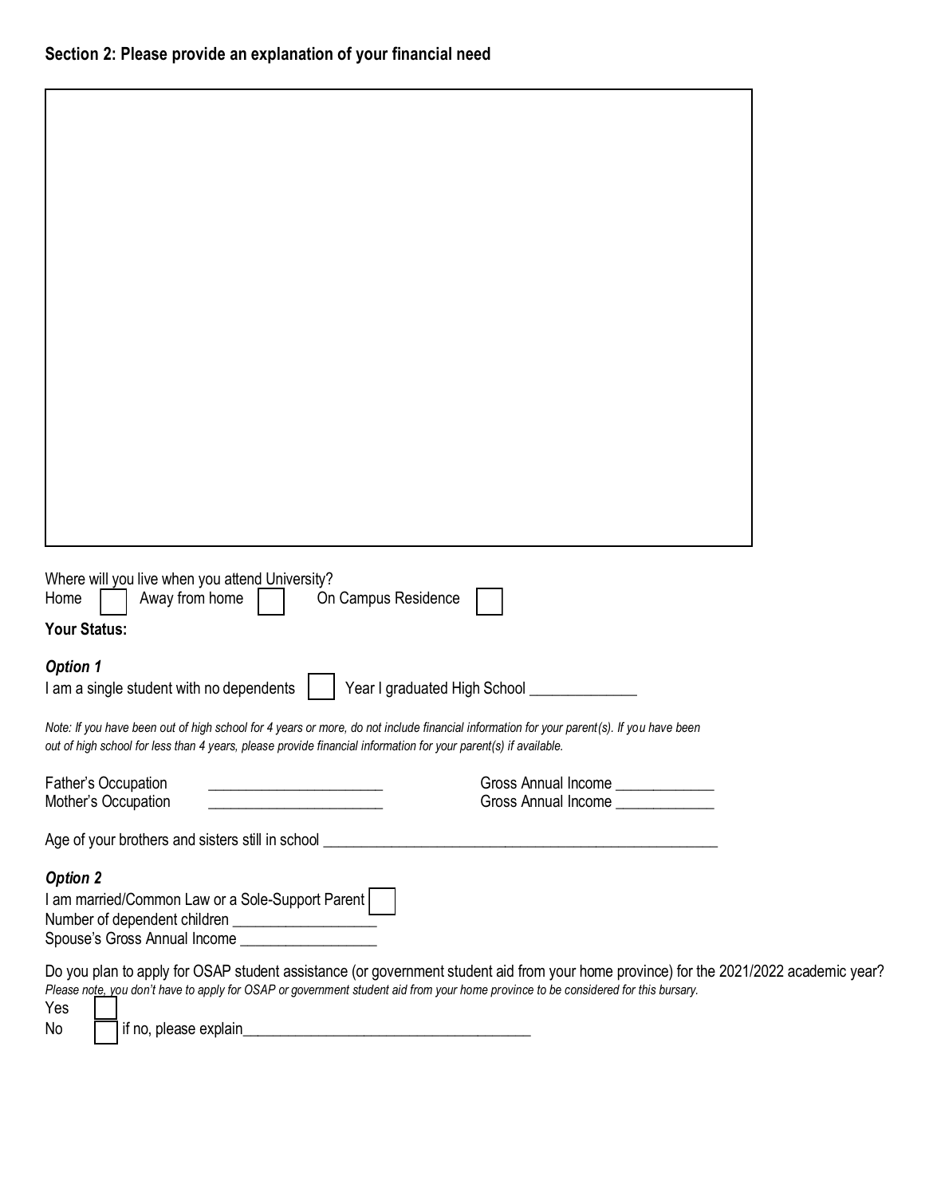## Section 2: Please provide an explanation of your financial need

Where will you live when you attend University?

Home ☐ Away from home ☐ On Campus Residence ☐

**Your Status:**

***Option 1***

I am a single student with no dependents ☐ Year I graduated High School ______________

*Note: If you have been out of high school for 4 years or more, do not include financial information for your parent(s). If you have been out of high school for less than 4 years, please provide financial information for your parent(s) if available.*

Father's Occupation ______________________ Gross Annual Income _____________

Mother's Occupation ______________________ Gross Annual Income _____________

Age of your brothers and sisters still in school ____________________________________________________

***Option 2***

I am married/Common Law or a Sole-Support Parent ☐

Number of dependent children ___________________

Spouse's Gross Annual Income __________________

Do you plan to apply for OSAP student assistance (or government student aid from your home province) for the 2021/2022 academic year?

*Please note, you don't have to apply for OSAP or government student aid from your home province to be considered for this bursary.*

Yes ☐

No ☐ if no, please explain______________________________________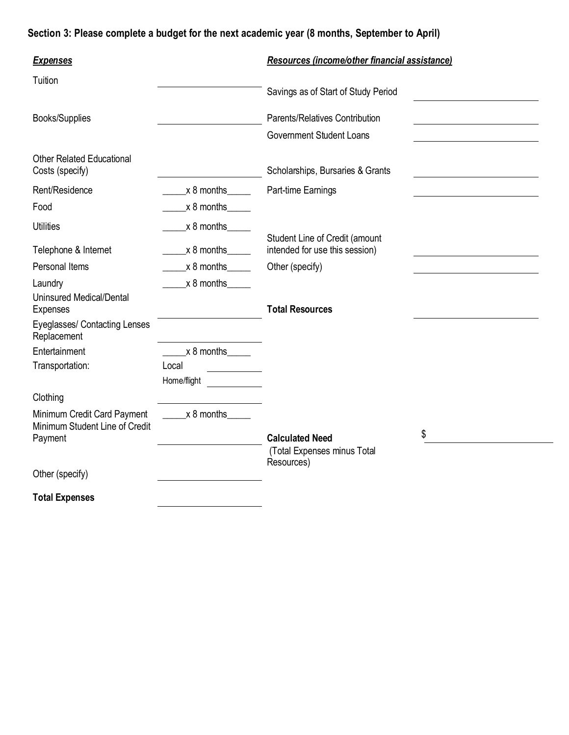**Section 3: Please complete a budget for the next academic year (8 months, September to April)**

| ***Expenses*** | |
|---|---|
| Tuition | ________ |
| Books/Supplies | ________ |
| Other Related Educational Costs (specify) | ________ |
| Rent/Residence | _____x 8 months_____ |
| Food | _____x 8 months_____ |
| Utilities | _____x 8 months_____ |
| Telephone & Internet | _____x 8 months_____ |
| Personal Items | _____x 8 months_____ |
| Laundry | _____x 8 months_____ |
| Uninsured Medical/Dental Expenses | ________ |
| Eyeglasses/ Contacting Lenses Replacement | ________ |
| Entertainment | _____x 8 months_____ |
| Transportation: | Local ________ |
| | Home/flight ________ |
| Clothing | ________ |
| Minimum Credit Card Payment | _____x 8 months_____ |
| Minimum Student Line of Credit Payment | ________ |
| Other (specify) | ________ |
| **Total Expenses** | ________ |

| ***Resources (income/other financial assistance)*** | |
|---|---|
| Savings as of Start of Study Period | ________ |
| Parents/Relatives Contribution | ________ |
| Government Student Loans | ________ |
| Scholarships, Bursaries & Grants | ________ |
| Part-time Earnings | ________ |
| Student Line of Credit (amount intended for use this session) | ________ |
| Other (specify) | ________ |
| **Total Resources** | ________ |

**Calculated Need** (Total Expenses minus Total Resources) $ ________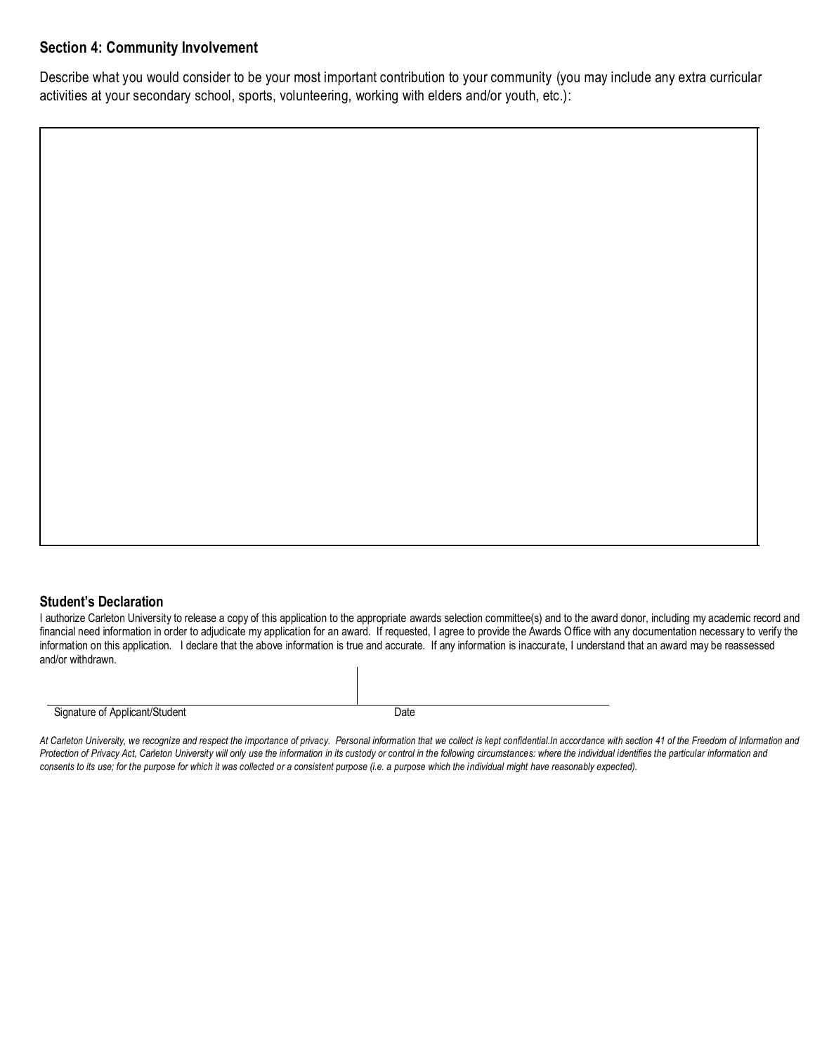## Section 4: Community Involvement

Describe what you would consider to be your most important contribution to your community (you may include any extra curricular activities at your secondary school, sports, volunteering, working with elders and/or youth, etc.):

### Student's Declaration

I authorize Carleton University to release a copy of this application to the appropriate awards selection committee(s) and to the award donor, including my academic record and financial need information in order to adjudicate my application for an award. If requested, I agree to provide the Awards Office with any documentation necessary to verify the information on this application. I declare that the above information is true and accurate. If any information is inaccurate, I understand that an award may be reassessed and/or withdrawn.

| Signature of Applicant/Student | Date |
|---|---|
| | |

*At Carleton University, we recognize and respect the importance of privacy. Personal information that we collect is kept confidential.In accordance with section 41 of the Freedom of Information and Protection of Privacy Act, Carleton University will only use the information in its custody or control in the following circumstances: where the individual identifies the particular information and consents to its use; for the purpose for which it was collected or a consistent purpose (i.e. a purpose which the individual might have reasonably expected).*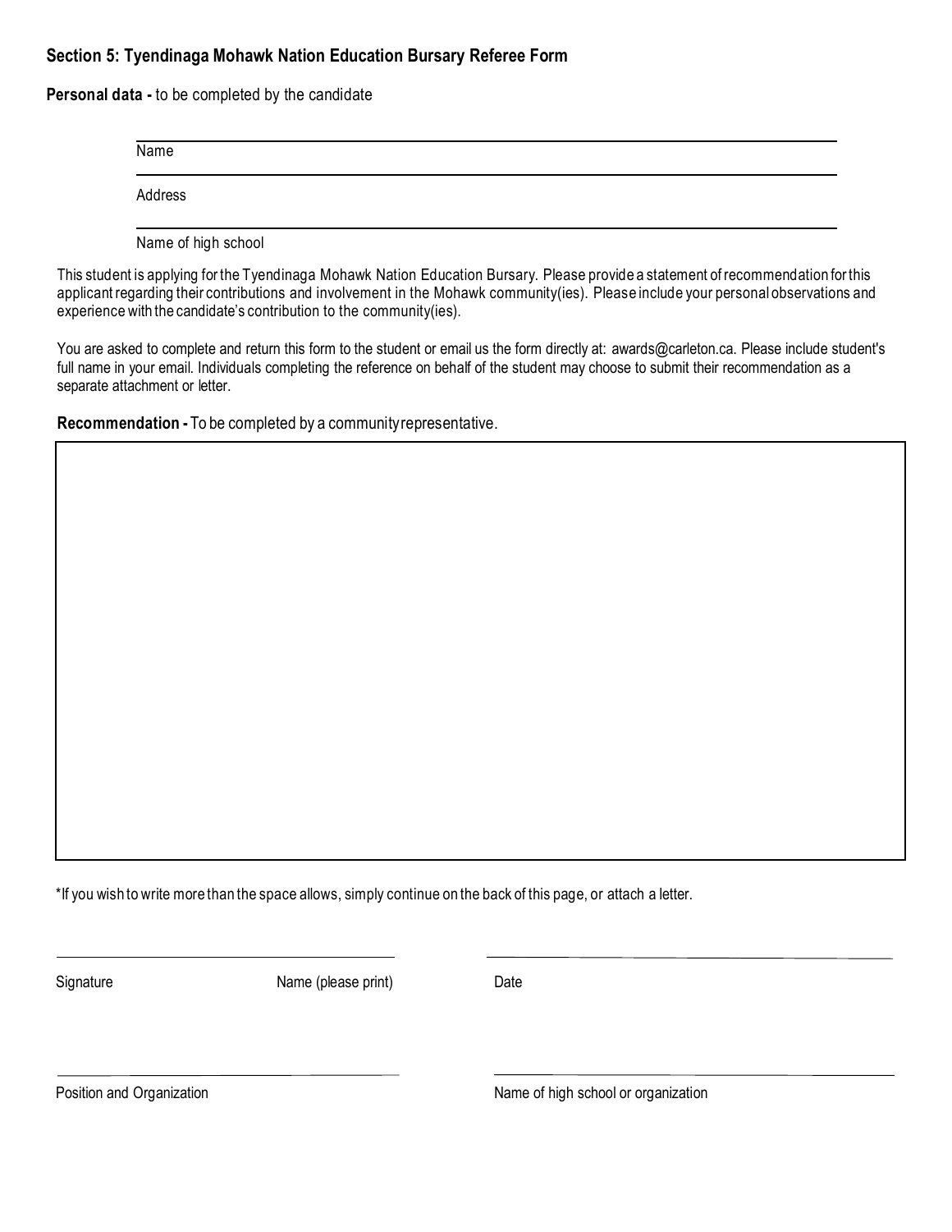## Section 5: Tyendinaga Mohawk Nation Education Bursary Referee Form

**Personal data -** to be completed by the candidate

Name

Address

Name of high school

This student is applying for the Tyendinaga Mohawk Nation Education Bursary. Please provide a statement of recommendation for this applicant regarding their contributions and involvement in the Mohawk community(ies). Please include your personal observations and experience with the candidate's contribution to the community(ies).

You are asked to complete and return this form to the student or email us the form directly at: awards@carleton.ca. Please include student's full name in your email. Individuals completing the reference on behalf of the student may choose to submit their recommendation as a separate attachment or letter.

**Recommendation -** To be completed by a community representative.

*If you wish to write more than the space allows, simply continue on the back of this page, or attach a letter.

Signature Name (please print)

Date

Position and Organization

Name of high school or organization